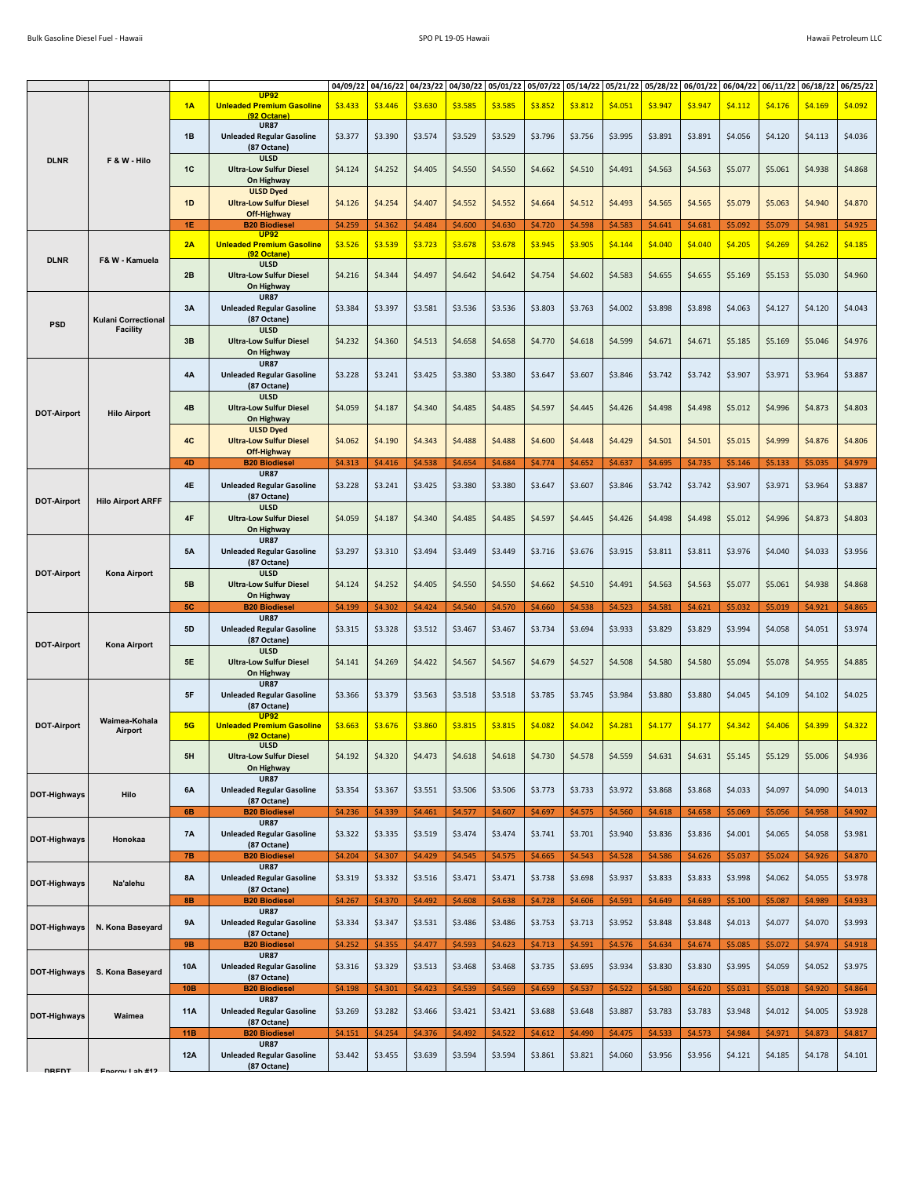| | | | | 04/09/22 | 04/16/22 | 04/23/22 | 04/30/22 | 05/01/22 | 05/07/22 | 05/14/22 | 05/21/22 | 05/28/22 | 06/01/22 | 06/04/22 | 06/11/22 | 06/18/22 | 06/25/22 |
|---|---|---|---|---|---|---|---|---|---|---|---|---|---|---|---|---|---|
| DLNR | F & W - Hilo | 1A | UP92 Unleaded Premium Gasoline (92 Octane) | $3.433 | $3.446 | $3.630 | $3.585 | $3.585 | $3.852 | $3.812 | $4.051 | $3.947 | $3.947 | $4.112 | $4.176 | $4.169 | $4.092 |
| | | 1B | UR87 Unleaded Regular Gasoline (87 Octane) | $3.377 | $3.390 | $3.574 | $3.529 | $3.529 | $3.796 | $3.756 | $3.995 | $3.891 | $3.891 | $4.056 | $4.120 | $4.113 | $4.036 |
| | | 1C | ULSD Ultra-Low Sulfur Diesel On Highway | $4.124 | $4.252 | $4.405 | $4.550 | $4.550 | $4.662 | $4.510 | $4.491 | $4.563 | $4.563 | $5.077 | $5.061 | $4.938 | $4.868 |
| | | 1D | ULSD Dyed Ultra-Low Sulfur Diesel Off-Highway | $4.126 | $4.254 | $4.407 | $4.552 | $4.552 | $4.664 | $4.512 | $4.493 | $4.565 | $4.565 | $5.079 | $5.063 | $4.940 | $4.870 |
| | | 1E | B20 Biodiesel | $4.259 | $4.362 | $4.484 | $4.600 | $4.630 | $4.720 | $4.598 | $4.583 | $4.641 | $4.681 | $5.092 | $5.079 | $4.981 | $4.925 |
| DLNR | F& W - Kamuela | 2A | UP92 Unleaded Premium Gasoline (92 Octane) | $3.526 | $3.539 | $3.723 | $3.678 | $3.678 | $3.945 | $3.905 | $4.144 | $4.040 | $4.040 | $4.205 | $4.269 | $4.262 | $4.185 |
| | | 2B | ULSD Ultra-Low Sulfur Diesel On Highway | $4.216 | $4.344 | $4.497 | $4.642 | $4.642 | $4.754 | $4.602 | $4.583 | $4.655 | $4.655 | $5.169 | $5.153 | $5.030 | $4.960 |
| PSD | Kulani Correctional Facility | 3A | UR87 Unleaded Regular Gasoline (87 Octane) | $3.384 | $3.397 | $3.581 | $3.536 | $3.536 | $3.803 | $3.763 | $4.002 | $3.898 | $3.898 | $4.063 | $4.127 | $4.120 | $4.043 |
| | | 3B | ULSD Ultra-Low Sulfur Diesel On Highway | $4.232 | $4.360 | $4.513 | $4.658 | $4.658 | $4.770 | $4.618 | $4.599 | $4.671 | $4.671 | $5.185 | $5.169 | $5.046 | $4.976 |
| DOT-Airport | Hilo Airport | 4A | UR87 Unleaded Regular Gasoline (87 Octane) | $3.228 | $3.241 | $3.425 | $3.380 | $3.380 | $3.647 | $3.607 | $3.846 | $3.742 | $3.742 | $3.907 | $3.971 | $3.964 | $3.887 |
| | | 4B | ULSD Ultra-Low Sulfur Diesel On Highway | $4.059 | $4.187 | $4.340 | $4.485 | $4.485 | $4.597 | $4.445 | $4.426 | $4.498 | $4.498 | $5.012 | $4.996 | $4.873 | $4.803 |
| | | 4C | ULSD Dyed Ultra-Low Sulfur Diesel Off-Highway | $4.062 | $4.190 | $4.343 | $4.488 | $4.488 | $4.600 | $4.448 | $4.429 | $4.501 | $4.501 | $5.015 | $4.999 | $4.876 | $4.806 |
| | | 4D | B20 Biodiesel | $4.313 | $4.416 | $4.538 | $4.654 | $4.684 | $4.774 | $4.652 | $4.637 | $4.695 | $4.735 | $5.146 | $5.133 | $5.035 | $4.979 |
| DOT-Airport | Hilo Airport ARFF | 4E | UR87 Unleaded Regular Gasoline (87 Octane) | $3.228 | $3.241 | $3.425 | $3.380 | $3.380 | $3.647 | $3.607 | $3.846 | $3.742 | $3.742 | $3.907 | $3.971 | $3.964 | $3.887 |
| | | 4F | ULSD Ultra-Low Sulfur Diesel On Highway | $4.059 | $4.187 | $4.340 | $4.485 | $4.485 | $4.597 | $4.445 | $4.426 | $4.498 | $4.498 | $5.012 | $4.996 | $4.873 | $4.803 |
| DOT-Airport | Kona Airport | 5A | UR87 Unleaded Regular Gasoline (87 Octane) | $3.297 | $3.310 | $3.494 | $3.449 | $3.449 | $3.716 | $3.676 | $3.915 | $3.811 | $3.811 | $3.976 | $4.040 | $4.033 | $3.956 |
| | | 5B | ULSD Ultra-Low Sulfur Diesel On Highway | $4.124 | $4.252 | $4.405 | $4.550 | $4.550 | $4.662 | $4.510 | $4.491 | $4.563 | $4.563 | $5.077 | $5.061 | $4.938 | $4.868 |
| | | 5C | B20 Biodiesel | $4.199 | $4.302 | $4.424 | $4.540 | $4.570 | $4.660 | $4.538 | $4.523 | $4.581 | $4.621 | $5.032 | $5.019 | $4.921 | $4.865 |
| DOT-Airport | Kona Airport | 5D | UR87 Unleaded Regular Gasoline (87 Octane) | $3.315 | $3.328 | $3.512 | $3.467 | $3.467 | $3.734 | $3.694 | $3.933 | $3.829 | $3.829 | $3.994 | $4.058 | $4.051 | $3.974 |
| | | 5E | ULSD Ultra-Low Sulfur Diesel On Highway | $4.141 | $4.269 | $4.422 | $4.567 | $4.567 | $4.679 | $4.527 | $4.508 | $4.580 | $4.580 | $5.094 | $5.078 | $4.955 | $4.885 |
| DOT-Airport | Waimea-Kohala Airport | 5F | UR87 Unleaded Regular Gasoline (87 Octane) | $3.366 | $3.379 | $3.563 | $3.518 | $3.518 | $3.785 | $3.745 | $3.984 | $3.880 | $3.880 | $4.045 | $4.109 | $4.102 | $4.025 |
| | | 5G | UP92 Unleaded Premium Gasoline (92 Octane) | $3.663 | $3.676 | $3.860 | $3.815 | $3.815 | $4.082 | $4.042 | $4.281 | $4.177 | $4.177 | $4.342 | $4.406 | $4.399 | $4.322 |
| | | 5H | ULSD Ultra-Low Sulfur Diesel On Highway | $4.192 | $4.320 | $4.473 | $4.618 | $4.618 | $4.730 | $4.578 | $4.559 | $4.631 | $4.631 | $5.145 | $5.129 | $5.006 | $4.936 |
| DOT-Highways | Hilo | 6A | UR87 Unleaded Regular Gasoline (87 Octane) | $3.354 | $3.367 | $3.551 | $3.506 | $3.506 | $3.773 | $3.733 | $3.972 | $3.868 | $3.868 | $4.033 | $4.097 | $4.090 | $4.013 |
| | | 6B | B20 Biodiesel | $4.236 | $4.339 | $4.461 | $4.577 | $4.607 | $4.697 | $4.575 | $4.560 | $4.618 | $4.658 | $5.069 | $5.056 | $4.958 | $4.902 |
| DOT-Highways | Honokaa | 7A | UR87 Unleaded Regular Gasoline (87 Octane) | $3.322 | $3.335 | $3.519 | $3.474 | $3.474 | $3.741 | $3.701 | $3.940 | $3.836 | $3.836 | $4.001 | $4.065 | $4.058 | $3.981 |
| | | 7B | B20 Biodiesel | $4.204 | $4.307 | $4.429 | $4.545 | $4.575 | $4.665 | $4.543 | $4.528 | $4.586 | $4.626 | $5.037 | $5.024 | $4.926 | $4.870 |
| DOT-Highways | Na'alehu | 8A | UR87 Unleaded Regular Gasoline (87 Octane) | $3.319 | $3.332 | $3.516 | $3.471 | $3.471 | $3.738 | $3.698 | $3.937 | $3.833 | $3.833 | $3.998 | $4.062 | $4.055 | $3.978 |
| | | 8B | B20 Biodiesel | $4.267 | $4.370 | $4.492 | $4.608 | $4.638 | $4.728 | $4.606 | $4.591 | $4.649 | $4.689 | $5.100 | $5.087 | $4.989 | $4.933 |
| DOT-Highways | N. Kona Baseyard | 9A | UR87 Unleaded Regular Gasoline (87 Octane) | $3.334 | $3.347 | $3.531 | $3.486 | $3.486 | $3.753 | $3.713 | $3.952 | $3.848 | $3.848 | $4.013 | $4.077 | $4.070 | $3.993 |
| | | 9B | B20 Biodiesel | $4.252 | $4.355 | $4.477 | $4.593 | $4.623 | $4.713 | $4.591 | $4.576 | $4.634 | $4.674 | $5.085 | $5.072 | $4.974 | $4.918 |
| DOT-Highways | S. Kona Baseyard | 10A | UR87 Unleaded Regular Gasoline (87 Octane) | $3.316 | $3.329 | $3.513 | $3.468 | $3.468 | $3.735 | $3.695 | $3.934 | $3.830 | $3.830 | $3.995 | $4.059 | $4.052 | $3.975 |
| | | 10B | B20 Biodiesel | $4.198 | $4.301 | $4.423 | $4.539 | $4.569 | $4.659 | $4.537 | $4.522 | $4.580 | $4.620 | $5.031 | $5.018 | $4.920 | $4.864 |
| DOT-Highways | Waimea | 11A | UR87 Unleaded Regular Gasoline (87 Octane) | $3.269 | $3.282 | $3.466 | $3.421 | $3.421 | $3.688 | $3.648 | $3.887 | $3.783 | $3.783 | $3.948 | $4.012 | $4.005 | $3.928 |
| | | 11B | B20 Biodiesel | $4.151 | $4.254 | $4.376 | $4.492 | $4.522 | $4.612 | $4.490 | $4.475 | $4.533 | $4.573 | $4.984 | $4.971 | $4.873 | $4.817 |
| DBEDT | Energy Lab #12 | 12A | UR87 Unleaded Regular Gasoline (87 Octane) | $3.442 | $3.455 | $3.639 | $3.594 | $3.594 | $3.861 | $3.821 | $4.060 | $3.956 | $3.956 | $4.121 | $4.185 | $4.178 | $4.101 |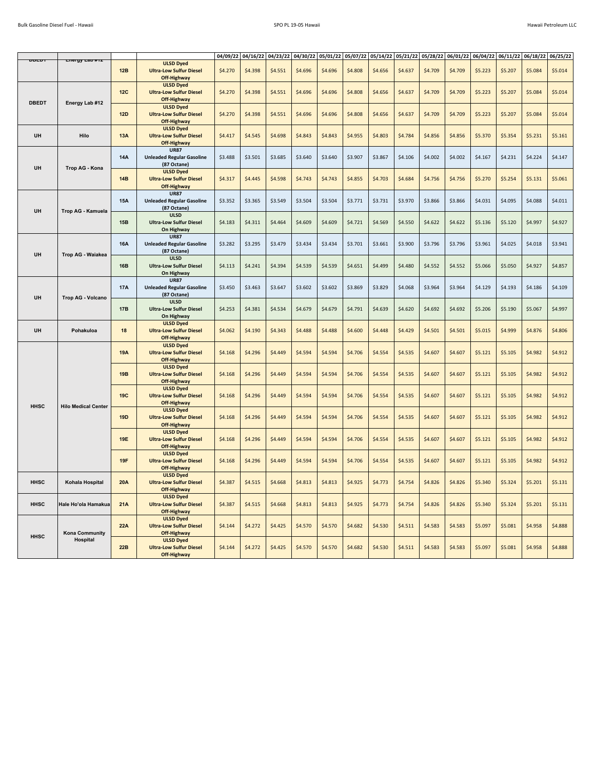| | | | | 04/09/22 | 04/16/22 | 04/23/22 | 04/30/22 | 05/01/22 | 05/07/22 | 05/14/22 | 05/21/22 | 05/28/22 | 06/01/22 | 06/04/22 | 06/11/22 | 06/18/22 | 06/25/22 |
|---|---|---|---|---|---|---|---|---|---|---|---|---|---|---|---|---|---|
| DBEDT | Energy Lab #12 | 12B | ULSD Dyed Ultra-Low Sulfur Diesel Off-Highway | $4.270 | $4.398 | $4.551 | $4.696 | $4.696 | $4.808 | $4.656 | $4.637 | $4.709 | $4.709 | $5.223 | $5.207 | $5.084 | $5.014 |
| DBEDT | Energy Lab #12 | 12C | ULSD Dyed Ultra-Low Sulfur Diesel Off-Highway | $4.270 | $4.398 | $4.551 | $4.696 | $4.696 | $4.808 | $4.656 | $4.637 | $4.709 | $4.709 | $5.223 | $5.207 | $5.084 | $5.014 |
| DBEDT | Energy Lab #12 | 12D | ULSD Dyed Ultra-Low Sulfur Diesel Off-Highway | $4.270 | $4.398 | $4.551 | $4.696 | $4.696 | $4.808 | $4.656 | $4.637 | $4.709 | $4.709 | $5.223 | $5.207 | $5.084 | $5.014 |
| UH | Hilo | 13A | ULSD Dyed Ultra-Low Sulfur Diesel Off-Highway | $4.417 | $4.545 | $4.698 | $4.843 | $4.843 | $4.955 | $4.803 | $4.784 | $4.856 | $4.856 | $5.370 | $5.354 | $5.231 | $5.161 |
| UH | Trop AG - Kona | 14A | UR87 Unleaded Regular Gasoline (87 Octane) | $3.488 | $3.501 | $3.685 | $3.640 | $3.640 | $3.907 | $3.867 | $4.106 | $4.002 | $4.002 | $4.167 | $4.231 | $4.224 | $4.147 |
| UH | Trop AG - Kona | 14B | ULSD Dyed Ultra-Low Sulfur Diesel Off-Highway | $4.317 | $4.445 | $4.598 | $4.743 | $4.743 | $4.855 | $4.703 | $4.684 | $4.756 | $4.756 | $5.270 | $5.254 | $5.131 | $5.061 |
| UH | Trop AG - Kamuela | 15A | UR87 Unleaded Regular Gasoline (87 Octane) | $3.352 | $3.365 | $3.549 | $3.504 | $3.504 | $3.771 | $3.731 | $3.970 | $3.866 | $3.866 | $4.031 | $4.095 | $4.088 | $4.011 |
| UH | Trop AG - Kamuela | 15B | ULSD Ultra-Low Sulfur Diesel On Highway | $4.183 | $4.311 | $4.464 | $4.609 | $4.609 | $4.721 | $4.569 | $4.550 | $4.622 | $4.622 | $5.136 | $5.120 | $4.997 | $4.927 |
| UH | Trop AG - Waiakea | 16A | UR87 Unleaded Regular Gasoline (87 Octane) | $3.282 | $3.295 | $3.479 | $3.434 | $3.434 | $3.701 | $3.661 | $3.900 | $3.796 | $3.796 | $3.961 | $4.025 | $4.018 | $3.941 |
| UH | Trop AG - Waiakea | 16B | ULSD Ultra-Low Sulfur Diesel On Highway | $4.113 | $4.241 | $4.394 | $4.539 | $4.539 | $4.651 | $4.499 | $4.480 | $4.552 | $4.552 | $5.066 | $5.050 | $4.927 | $4.857 |
| UH | Trop AG - Volcano | 17A | UR87 Unleaded Regular Gasoline (87 Octane) | $3.450 | $3.463 | $3.647 | $3.602 | $3.602 | $3.869 | $3.829 | $4.068 | $3.964 | $3.964 | $4.129 | $4.193 | $4.186 | $4.109 |
| UH | Trop AG - Volcano | 17B | ULSD Ultra-Low Sulfur Diesel On Highway | $4.253 | $4.381 | $4.534 | $4.679 | $4.679 | $4.791 | $4.639 | $4.620 | $4.692 | $4.692 | $5.206 | $5.190 | $5.067 | $4.997 |
| UH | Pohakuloa | 18 | ULSD Dyed Ultra-Low Sulfur Diesel Off-Highway | $4.062 | $4.190 | $4.343 | $4.488 | $4.488 | $4.600 | $4.448 | $4.429 | $4.501 | $4.501 | $5.015 | $4.999 | $4.876 | $4.806 |
| HHSC | Hilo Medical Center | 19A | ULSD Dyed Ultra-Low Sulfur Diesel Off-Highway | $4.168 | $4.296 | $4.449 | $4.594 | $4.594 | $4.706 | $4.554 | $4.535 | $4.607 | $4.607 | $5.121 | $5.105 | $4.982 | $4.912 |
| HHSC | Hilo Medical Center | 19B | ULSD Dyed Ultra-Low Sulfur Diesel Off-Highway | $4.168 | $4.296 | $4.449 | $4.594 | $4.594 | $4.706 | $4.554 | $4.535 | $4.607 | $4.607 | $5.121 | $5.105 | $4.982 | $4.912 |
| HHSC | Hilo Medical Center | 19C | ULSD Dyed Ultra-Low Sulfur Diesel Off-Highway | $4.168 | $4.296 | $4.449 | $4.594 | $4.594 | $4.706 | $4.554 | $4.535 | $4.607 | $4.607 | $5.121 | $5.105 | $4.982 | $4.912 |
| HHSC | Hilo Medical Center | 19D | ULSD Dyed Ultra-Low Sulfur Diesel Off-Highway | $4.168 | $4.296 | $4.449 | $4.594 | $4.594 | $4.706 | $4.554 | $4.535 | $4.607 | $4.607 | $5.121 | $5.105 | $4.982 | $4.912 |
| HHSC | Hilo Medical Center | 19E | ULSD Dyed Ultra-Low Sulfur Diesel Off-Highway | $4.168 | $4.296 | $4.449 | $4.594 | $4.594 | $4.706 | $4.554 | $4.535 | $4.607 | $4.607 | $5.121 | $5.105 | $4.982 | $4.912 |
| HHSC | Hilo Medical Center | 19F | ULSD Dyed Ultra-Low Sulfur Diesel Off-Highway | $4.168 | $4.296 | $4.449 | $4.594 | $4.594 | $4.706 | $4.554 | $4.535 | $4.607 | $4.607 | $5.121 | $5.105 | $4.982 | $4.912 |
| HHSC | Kohala Hospital | 20A | ULSD Dyed Ultra-Low Sulfur Diesel Off-Highway | $4.387 | $4.515 | $4.668 | $4.813 | $4.813 | $4.925 | $4.773 | $4.754 | $4.826 | $4.826 | $5.340 | $5.324 | $5.201 | $5.131 |
| HHSC | Hale Ho'ola Hamakua | 21A | ULSD Dyed Ultra-Low Sulfur Diesel Off-Highway | $4.387 | $4.515 | $4.668 | $4.813 | $4.813 | $4.925 | $4.773 | $4.754 | $4.826 | $4.826 | $5.340 | $5.324 | $5.201 | $5.131 |
| HHSC | Kona Community Hospital | 22A | ULSD Dyed Ultra-Low Sulfur Diesel Off-Highway | $4.144 | $4.272 | $4.425 | $4.570 | $4.570 | $4.682 | $4.530 | $4.511 | $4.583 | $4.583 | $5.097 | $5.081 | $4.958 | $4.888 |
| HHSC | Kona Community Hospital | 22B | ULSD Dyed Ultra-Low Sulfur Diesel Off-Highway | $4.144 | $4.272 | $4.425 | $4.570 | $4.570 | $4.682 | $4.530 | $4.511 | $4.583 | $4.583 | $5.097 | $5.081 | $4.958 | $4.888 |